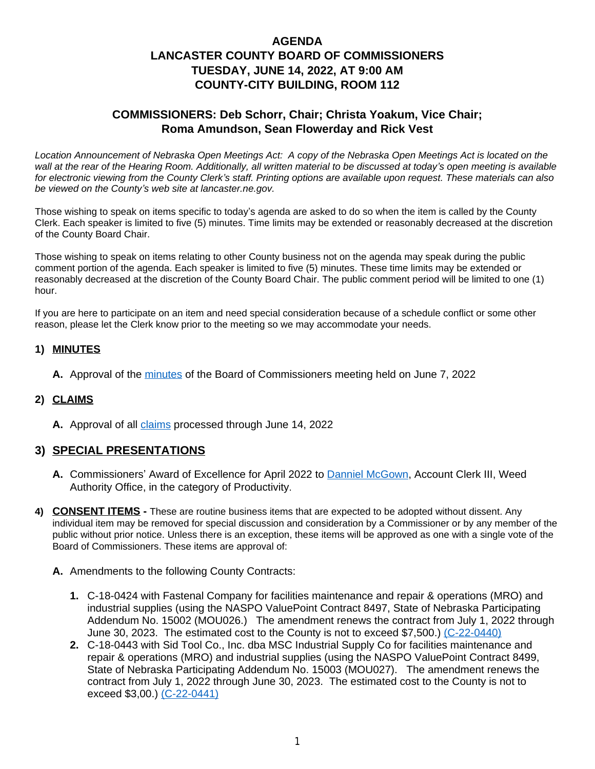# AGENDA
# LANCASTER COUNTY BOARD OF COMMISSIONERS
# TUESDAY, JUNE 14, 2022, AT 9:00 AM
# COUNTY-CITY BUILDING, ROOM 112

## COMMISSIONERS: Deb Schorr, Chair; Christa Yoakum, Vice Chair; Roma Amundson, Sean Flowerday and Rick Vest

*Location Announcement of Nebraska Open Meetings Act: A copy of the Nebraska Open Meetings Act is located on the wall at the rear of the Hearing Room. Additionally, all written material to be discussed at today's open meeting is available for electronic viewing from the County Clerk's staff. Printing options are available upon request. These materials can also be viewed on the County's web site at lancaster.ne.gov.*

Those wishing to speak on items specific to today's agenda are asked to do so when the item is called by the County Clerk. Each speaker is limited to five (5) minutes. Time limits may be extended or reasonably decreased at the discretion of the County Board Chair.

Those wishing to speak on items relating to other County business not on the agenda may speak during the public comment portion of the agenda. Each speaker is limited to five (5) minutes. These time limits may be extended or reasonably decreased at the discretion of the County Board Chair. The public comment period will be limited to one (1) hour.

If you are here to participate on an item and need special consideration because of a schedule conflict or some other reason, please let the Clerk know prior to the meeting so we may accommodate your needs.

### 1) MINUTES

**A.** Approval of the minutes of the Board of Commissioners meeting held on June 7, 2022

### 2) CLAIMS

**A.** Approval of all claims processed through June 14, 2022

### 3) SPECIAL PRESENTATIONS

**A.** Commissioners' Award of Excellence for April 2022 to Danniel McGown, Account Clerk III, Weed Authority Office, in the category of Productivity.

### 4) CONSENT ITEMS

**-** These are routine business items that are expected to be adopted without dissent. Any individual item may be removed for special discussion and consideration by a Commissioner or by any member of the public without prior notice. Unless there is an exception, these items will be approved as one with a single vote of the Board of Commissioners. These items are approval of:

**A.** Amendments to the following County Contracts:

1. C-18-0424 with Fastenal Company for facilities maintenance and repair & operations (MRO) and industrial supplies (using the NASPO ValuePoint Contract 8497, State of Nebraska Participating Addendum No. 15002 (MOU026.) The amendment renews the contract from July 1, 2022 through June 30, 2023. The estimated cost to the County is not to exceed $7,500.) (C-22-0440)
2. C-18-0443 with Sid Tool Co., Inc. dba MSC Industrial Supply Co for facilities maintenance and repair & operations (MRO) and industrial supplies (using the NASPO ValuePoint Contract 8499, State of Nebraska Participating Addendum No. 15003 (MOU027). The amendment renews the contract from July 1, 2022 through June 30, 2023. The estimated cost to the County is not to exceed $3,00.) (C-22-0441)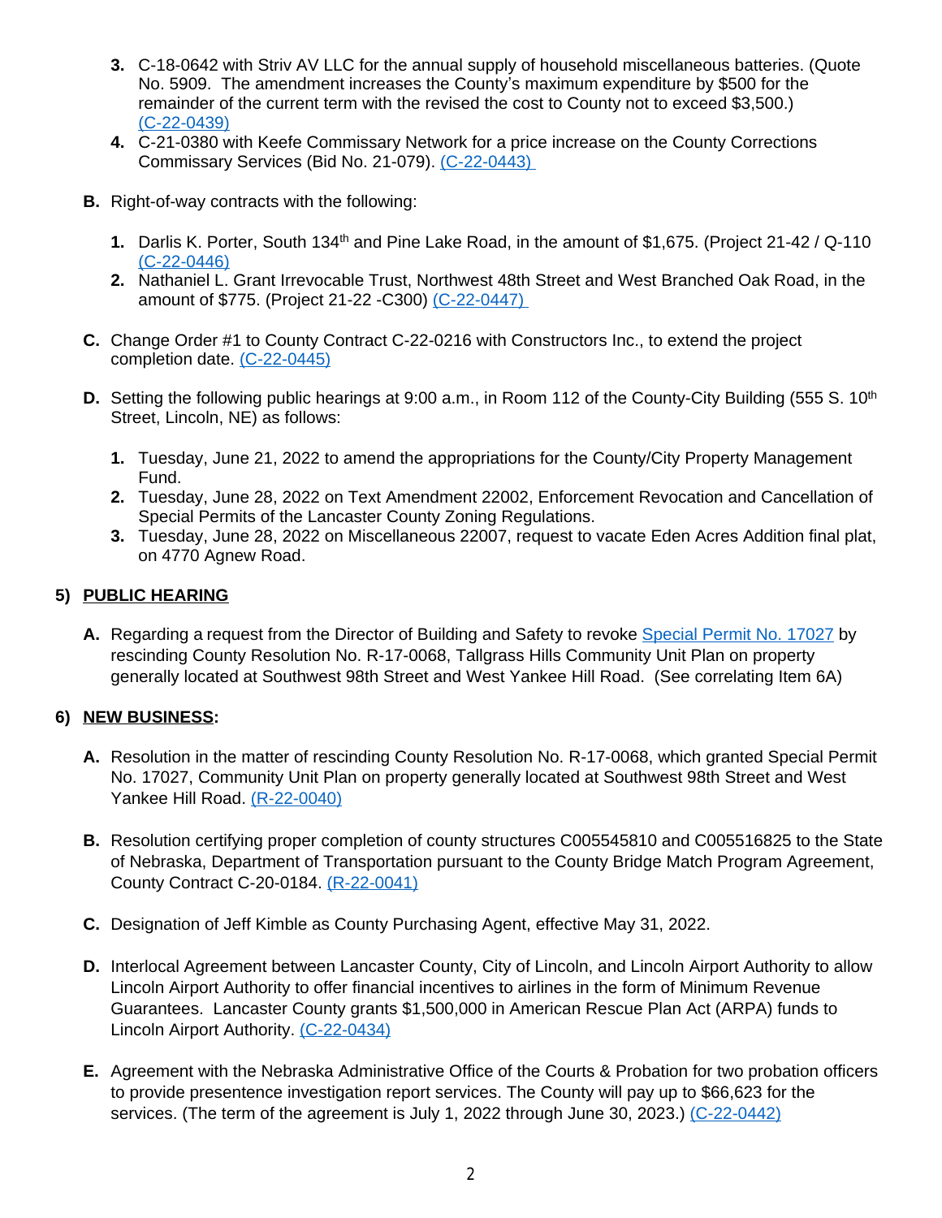3. C-18-0642 with Striv AV LLC for the annual supply of household miscellaneous batteries. (Quote No. 5909. The amendment increases the County's maximum expenditure by $500 for the remainder of the current term with the revised the cost to County not to exceed $3,500.) (C-22-0439)
4. C-21-0380 with Keefe Commissary Network for a price increase on the County Corrections Commissary Services (Bid No. 21-079). (C-22-0443)

**B.** Right-of-way contracts with the following:

1. Darlis K. Porter, South 134th and Pine Lake Road, in the amount of $1,675. (Project 21-42 / Q-110 (C-22-0446)
2. Nathaniel L. Grant Irrevocable Trust, Northwest 48th Street and West Branched Oak Road, in the amount of $775. (Project 21-22 -C300) (C-22-0447)

**C.** Change Order #1 to County Contract C-22-0216 with Constructors Inc., to extend the project completion date. (C-22-0445)

**D.** Setting the following public hearings at 9:00 a.m., in Room 112 of the County-City Building (555 S. 10th Street, Lincoln, NE) as follows:

1. Tuesday, June 21, 2022 to amend the appropriations for the County/City Property Management Fund.
2. Tuesday, June 28, 2022 on Text Amendment 22002, Enforcement Revocation and Cancellation of Special Permits of the Lancaster County Zoning Regulations.
3. Tuesday, June 28, 2022 on Miscellaneous 22007, request to vacate Eden Acres Addition final plat, on 4770 Agnew Road.

## 5) PUBLIC HEARING

**A.** Regarding a request from the Director of Building and Safety to revoke Special Permit No. 17027 by rescinding County Resolution No. R-17-0068, Tallgrass Hills Community Unit Plan on property generally located at Southwest 98th Street and West Yankee Hill Road. (See correlating Item 6A)

## 6) NEW BUSINESS:

**A.** Resolution in the matter of rescinding County Resolution No. R-17-0068, which granted Special Permit No. 17027, Community Unit Plan on property generally located at Southwest 98th Street and West Yankee Hill Road. (R-22-0040)

**B.** Resolution certifying proper completion of county structures C005545810 and C005516825 to the State of Nebraska, Department of Transportation pursuant to the County Bridge Match Program Agreement, County Contract C-20-0184. (R-22-0041)

**C.** Designation of Jeff Kimble as County Purchasing Agent, effective May 31, 2022.

**D.** Interlocal Agreement between Lancaster County, City of Lincoln, and Lincoln Airport Authority to allow Lincoln Airport Authority to offer financial incentives to airlines in the form of Minimum Revenue Guarantees. Lancaster County grants $1,500,000 in American Rescue Plan Act (ARPA) funds to Lincoln Airport Authority. (C-22-0434)

**E.** Agreement with the Nebraska Administrative Office of the Courts & Probation for two probation officers to provide presentence investigation report services. The County will pay up to $66,623 for the services. (The term of the agreement is July 1, 2022 through June 30, 2023.) (C-22-0442)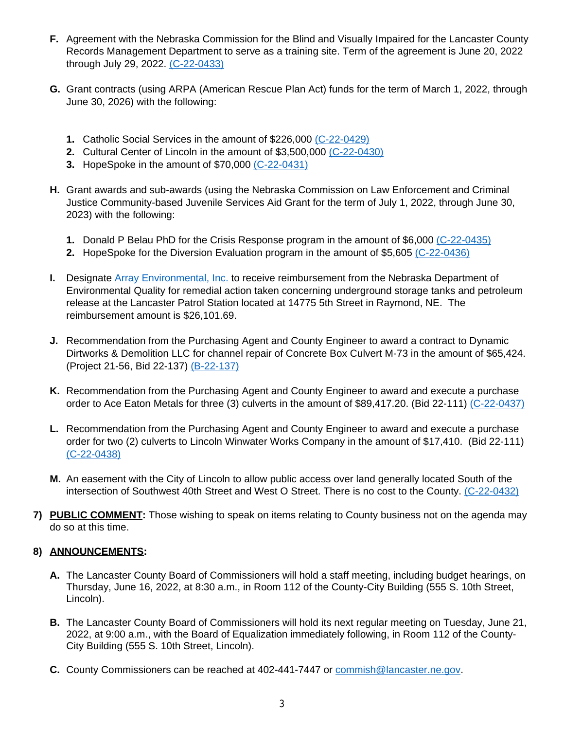**F.** Agreement with the Nebraska Commission for the Blind and Visually Impaired for the Lancaster County Records Management Department to serve as a training site. Term of the agreement is June 20, 2022 through July 29, 2022. (C-22-0433)

**G.** Grant contracts (using ARPA (American Rescue Plan Act) funds for the term of March 1, 2022, through June 30, 2026) with the following:

1. Catholic Social Services in the amount of $226,000 (C-22-0429)
2. Cultural Center of Lincoln in the amount of $3,500,000 (C-22-0430)
3. HopeSpoke in the amount of $70,000 (C-22-0431)

**H.** Grant awards and sub-awards (using the Nebraska Commission on Law Enforcement and Criminal Justice Community-based Juvenile Services Aid Grant for the term of July 1, 2022, through June 30, 2023) with the following:

1. Donald P Belau PhD for the Crisis Response program in the amount of $6,000 (C-22-0435)
2. HopeSpoke for the Diversion Evaluation program in the amount of $5,605 (C-22-0436)

**I.** Designate Array Environmental, Inc. to receive reimbursement from the Nebraska Department of Environmental Quality for remedial action taken concerning underground storage tanks and petroleum release at the Lancaster Patrol Station located at 14775 5th Street in Raymond, NE. The reimbursement amount is $26,101.69.

**J.** Recommendation from the Purchasing Agent and County Engineer to award a contract to Dynamic Dirtworks & Demolition LLC for channel repair of Concrete Box Culvert M-73 in the amount of $65,424. (Project 21-56, Bid 22-137) (B-22-137)

**K.** Recommendation from the Purchasing Agent and County Engineer to award and execute a purchase order to Ace Eaton Metals for three (3) culverts in the amount of $89,417.20. (Bid 22-111) (C-22-0437)

**L.** Recommendation from the Purchasing Agent and County Engineer to award and execute a purchase order for two (2) culverts to Lincoln Winwater Works Company in the amount of $17,410. (Bid 22-111) (C-22-0438)

**M.** An easement with the City of Lincoln to allow public access over land generally located South of the intersection of Southwest 40th Street and West O Street. There is no cost to the County. (C-22-0432)

**7) PUBLIC COMMENT:** Those wishing to speak on items relating to County business not on the agenda may do so at this time.

**8) ANNOUNCEMENTS:**

**A.** The Lancaster County Board of Commissioners will hold a staff meeting, including budget hearings, on Thursday, June 16, 2022, at 8:30 a.m., in Room 112 of the County-City Building (555 S. 10th Street, Lincoln).

**B.** The Lancaster County Board of Commissioners will hold its next regular meeting on Tuesday, June 21, 2022, at 9:00 a.m., with the Board of Equalization immediately following, in Room 112 of the County-City Building (555 S. 10th Street, Lincoln).

**C.** County Commissioners can be reached at 402-441-7447 or commish@lancaster.ne.gov.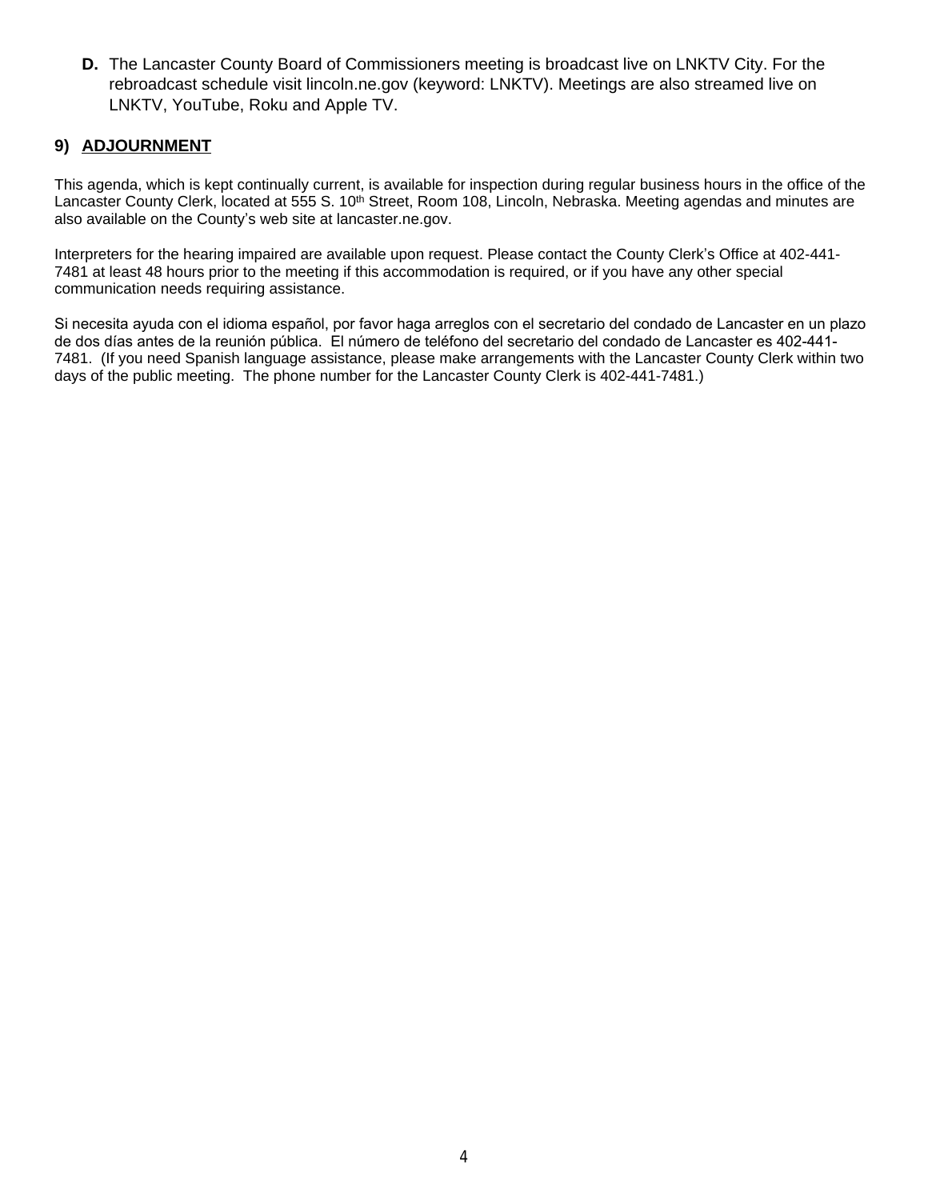**D.** The Lancaster County Board of Commissioners meeting is broadcast live on LNKTV City. For the rebroadcast schedule visit lincoln.ne.gov (keyword: LNKTV). Meetings are also streamed live on LNKTV, YouTube, Roku and Apple TV.

## 9) ADJOURNMENT

This agenda, which is kept continually current, is available for inspection during regular business hours in the office of the Lancaster County Clerk, located at 555 S. 10th Street, Room 108, Lincoln, Nebraska. Meeting agendas and minutes are also available on the County's web site at lancaster.ne.gov.

Interpreters for the hearing impaired are available upon request. Please contact the County Clerk's Office at 402-441-7481 at least 48 hours prior to the meeting if this accommodation is required, or if you have any other special communication needs requiring assistance.

Si necesita ayuda con el idioma español, por favor haga arreglos con el secretario del condado de Lancaster en un plazo de dos días antes de la reunión pública. El número de teléfono del secretario del condado de Lancaster es 402-441-7481. (If you need Spanish language assistance, please make arrangements with the Lancaster County Clerk within two days of the public meeting. The phone number for the Lancaster County Clerk is 402-441-7481.)